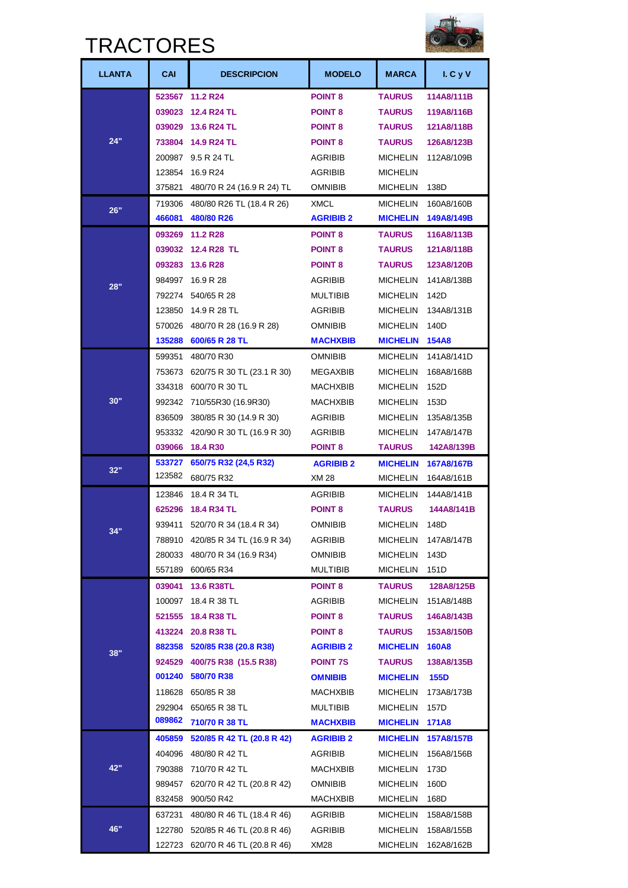# TRACTORES

| LLANTA | CAI | DESCRIPCION | MODELO | MARCA | I. C y V |
|---|---|---|---|---|---|
| 24" | **523567** | **11.2 R24** | **POINT 8** | **TAURUS** | **114A8/111B** |
| | **039023** | **12.4 R24 TL** | **POINT 8** | **TAURUS** | **119A8/116B** |
| | **039029** | **13.6 R24 TL** | **POINT 8** | **TAURUS** | **121A8/118B** |
| | **733804** | **14.9 R24 TL** | **POINT 8** | **TAURUS** | **126A8/123B** |
| | 200987 | 9.5 R 24 TL | AGRIBIB | MICHELIN | 112A8/109B |
| | 123854 | 16.9 R24 | AGRIBIB | MICHELIN | |
| | 375821 | 480/70 R 24 (16.9 R 24) TL | OMNIBIB | MICHELIN | 138D |
| 26" | 719306 | 480/80 R26 TL (18.4 R 26) | XMCL | MICHELIN | 160A8/160B |
| | **466081** | **480/80 R26** | **AGRIBIB 2** | **MICHELIN** | **149A8/149B** |
| 28" | **093269** | **11.2 R28** | **POINT 8** | **TAURUS** | **116A8/113B** |
| | **039032** | **12.4 R28 TL** | **POINT 8** | **TAURUS** | **121A8/118B** |
| | **093283** | **13.6 R28** | **POINT 8** | **TAURUS** | **123A8/120B** |
| | 984997 | 16.9 R 28 | AGRIBIB | MICHELIN | 141A8/138B |
| | 792274 | 540/65 R 28 | MULTIBIB | MICHELIN | 142D |
| | 123850 | 14.9 R 28 TL | AGRIBIB | MICHELIN | 134A8/131B |
| | 570026 | 480/70 R 28 (16.9 R 28) | OMNIBIB | MICHELIN | 140D |
| | **135288** | **600/65 R 28 TL** | **MACHXBIB** | **MICHELIN** | **154A8** |
| 30" | 599351 | 480/70 R30 | OMNIBIB | MICHELIN | 141A8/141D |
| | 753673 | 620/75 R 30 TL (23.1 R 30) | MEGAXBIB | MICHELIN | 168A8/168B |
| | 334318 | 600/70 R 30 TL | MACHXBIB | MICHELIN | 152D |
| | 992342 | 710/55R30 (16.9R30) | MACHXBIB | MICHELIN | 153D |
| | 836509 | 380/85 R 30 (14.9 R 30) | AGRIBIB | MICHELIN | 135A8/135B |
| | 953332 | 420/90 R 30 TL (16.9 R 30) | AGRIBIB | MICHELIN | 147A8/147B |
| | **039066** | **18.4 R30** | **POINT 8** | **TAURUS** | **142A8/139B** |
| 32" | **533727** | **650/75 R32 (24,5 R32)** | **AGRIBIB 2** | **MICHELIN** | **167A8/167B** |
| | 123582 | 680/75 R32 | XM 28 | MICHELIN | 164A8/161B |
| 34" | 123846 | 18.4 R 34 TL | AGRIBIB | MICHELIN | 144A8/141B |
| | **625296** | **18.4 R34 TL** | **POINT 8** | **TAURUS** | **144A8/141B** |
| | 939411 | 520/70 R 34 (18.4 R 34) | OMNIBIB | MICHELIN | 148D |
| | 788910 | 420/85 R 34 TL (16.9 R 34) | AGRIBIB | MICHELIN | 147A8/147B |
| | 280033 | 480/70 R 34 (16.9 R34) | OMNIBIB | MICHELIN | 143D |
| | 557189 | 600/65 R34 | MULTIBIB | MICHELIN | 151D |
| 38" | **039041** | **13.6 R38TL** | **POINT 8** | **TAURUS** | **128A8/125B** |
| | 100097 | 18.4 R 38 TL | AGRIBIB | MICHELIN | 151A8/148B |
| | **521555** | **18.4 R38 TL** | **POINT 8** | **TAURUS** | **146A8/143B** |
| | **413224** | **20.8 R38 TL** | **POINT 8** | **TAURUS** | **153A8/150B** |
| | **882358** | **520/85 R38 (20.8 R38)** | **AGRIBIB 2** | **MICHELIN** | **160A8** |
| | **924529** | **400/75 R38 (15.5 R38)** | **POINT 7S** | **TAURUS** | **138A8/135B** |
| | **001240** | **580/70 R38** | **OMNIBIB** | **MICHELIN** | **155D** |
| | 118628 | 650/85 R 38 | MACHXBIB | MICHELIN | 173A8/173B |
| | 292904 | 650/65 R 38 TL | MULTIBIB | MICHELIN | 157D |
| | **089862** | **710/70 R 38 TL** | **MACHXBIB** | **MICHELIN** | **171A8** |
| 42" | **405859** | **520/85 R 42 TL (20.8 R 42)** | **AGRIBIB 2** | **MICHELIN** | **157A8/157B** |
| | 404096 | 480/80 R 42 TL | AGRIBIB | MICHELIN | 156A8/156B |
| | 790388 | 710/70 R 42 TL | MACHXBIB | MICHELIN | 173D |
| | 989457 | 620/70 R 42 TL (20.8 R 42) | OMNIBIB | MICHELIN | 160D |
| | 832458 | 900/50 R42 | MACHXBIB | MICHELIN | 168D |
| 46" | 637231 | 480/80 R 46 TL (18.4 R 46) | AGRIBIB | MICHELIN | 158A8/158B |
| | 122780 | 520/85 R 46 TL (20.8 R 46) | AGRIBIB | MICHELIN | 158A8/155B |
| | 122723 | 620/70 R 46 TL (20.8 R 46) | XM28 | MICHELIN | 162A8/162B |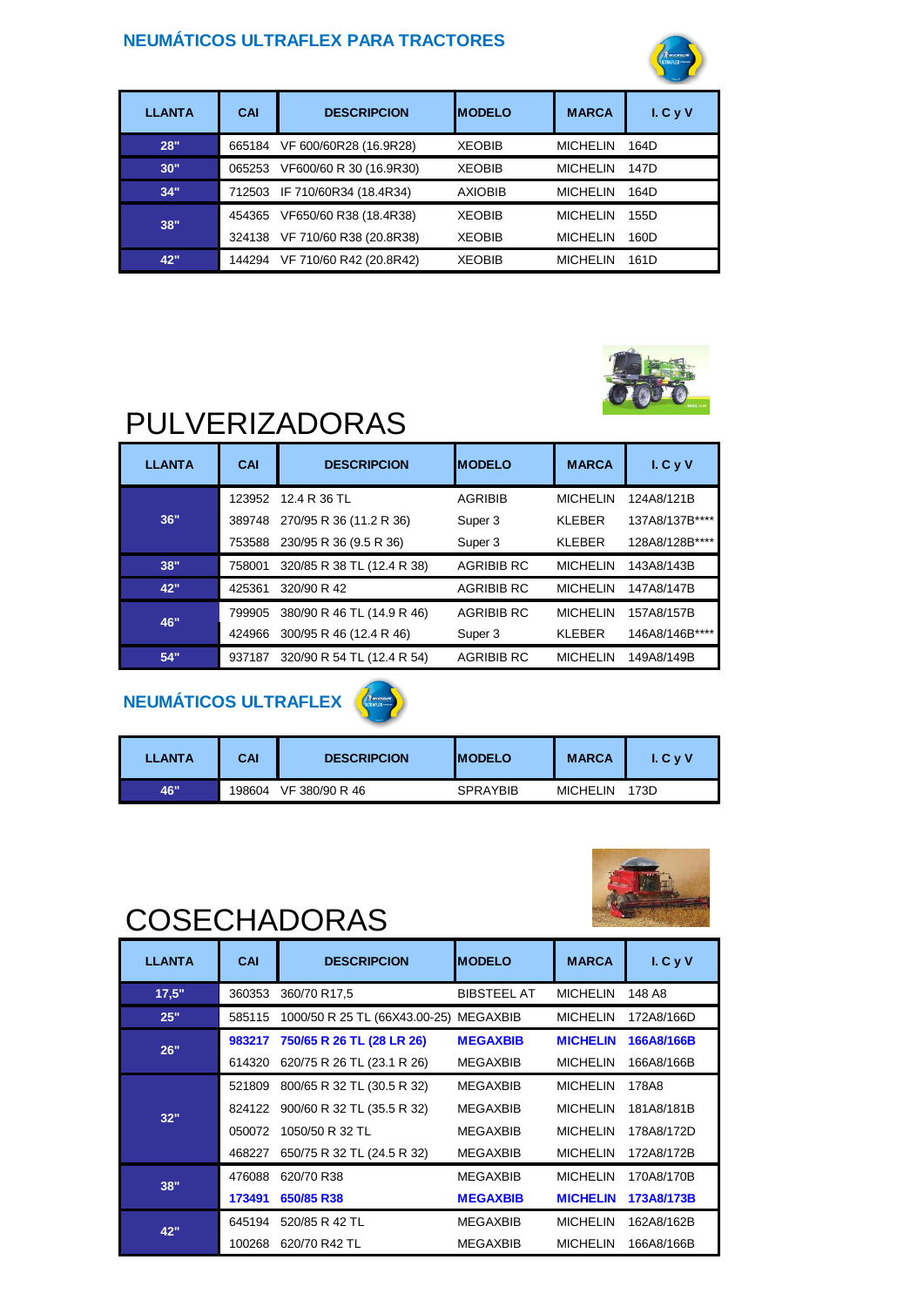## NEUMÁTICOS ULTRAFLEX PARA TRACTORES

| LLANTA | CAI | DESCRIPCION | MODELO | MARCA | I. C y V |
|---|---|---|---|---|---|
| 28" | 665184 | VF 600/60R28 (16.9R28) | XEOBIB | MICHELIN | 164D |
| 30" | 065253 | VF600/60 R 30 (16.9R30) | XEOBIB | MICHELIN | 147D |
| 34" | 712503 | IF 710/60R34 (18.4R34) | AXIOBIB | MICHELIN | 164D |
| 38" | 454365 | VF650/60 R38 (18.4R38) | XEOBIB | MICHELIN | 155D |
| | 324138 | VF 710/60 R38 (20.8R38) | XEOBIB | MICHELIN | 160D |
| 42" | 144294 | VF 710/60 R42 (20.8R42) | XEOBIB | MICHELIN | 161D |

# PULVERIZADORAS

| LLANTA | CAI | DESCRIPCION | MODELO | MARCA | I. C y V |
|---|---|---|---|---|---|
| 36" | 123952 | 12.4 R 36 TL | AGRIBIB | MICHELIN | 124A8/121B |
| | 389748 | 270/95 R 36 (11.2 R 36) | Super 3 | KLEBER | 137A8/137B**** |
| | 753588 | 230/95 R 36 (9.5 R 36) | Super 3 | KLEBER | 128A8/128B**** |
| 38" | 758001 | 320/85 R 38 TL (12.4 R 38) | AGRIBIB RC | MICHELIN | 143A8/143B |
| 42" | 425361 | 320/90 R 42 | AGRIBIB RC | MICHELIN | 147A8/147B |
| 46" | 799905 | 380/90 R 46 TL (14.9 R 46) | AGRIBIB RC | MICHELIN | 157A8/157B |
| | 424966 | 300/95 R 46 (12.4 R 46) | Super 3 | KLEBER | 146A8/146B**** |
| 54" | 937187 | 320/90 R 54 TL (12.4 R 54) | AGRIBIB RC | MICHELIN | 149A8/149B |

## NEUMÁTICOS ULTRAFLEX

| LLANTA | CAI | DESCRIPCION | MODELO | MARCA | I. C y V |
|---|---|---|---|---|---|
| 46" | 198604 | VF 380/90 R 46 | SPRAYBIB | MICHELIN | 173D |

# COSECHADORAS

| LLANTA | CAI | DESCRIPCION | MODELO | MARCA | I. C y V |
|---|---|---|---|---|---|
| 17,5" | 360353 | 360/70 R17,5 | BIBSTEEL AT | MICHELIN | 148 A8 |
| 25" | 585115 | 1000/50 R 25 TL (66X43.00-25) | MEGAXBIB | MICHELIN | 172A8/166D |
| 26" | **983217** | **750/65 R 26 TL (28 LR 26)** | **MEGAXBIB** | **MICHELIN** | **166A8/166B** |
| | 614320 | 620/75 R 26 TL (23.1 R 26) | MEGAXBIB | MICHELIN | 166A8/166B |
| 32" | 521809 | 800/65 R 32 TL (30.5 R 32) | MEGAXBIB | MICHELIN | 178A8 |
| | 824122 | 900/60 R 32 TL (35.5 R 32) | MEGAXBIB | MICHELIN | 181A8/181B |
| | 050072 | 1050/50 R 32 TL | MEGAXBIB | MICHELIN | 178A8/172D |
| | 468227 | 650/75 R 32 TL (24.5 R 32) | MEGAXBIB | MICHELIN | 172A8/172B |
| 38" | 476088 | 620/70 R38 | MEGAXBIB | MICHELIN | 170A8/170B |
| | **173491** | **650/85 R38** | **MEGAXBIB** | **MICHELIN** | **173A8/173B** |
| 42" | 645194 | 520/85 R 42 TL | MEGAXBIB | MICHELIN | 162A8/162B |
| | 100268 | 620/70 R42 TL | MEGAXBIB | MICHELIN | 166A8/166B |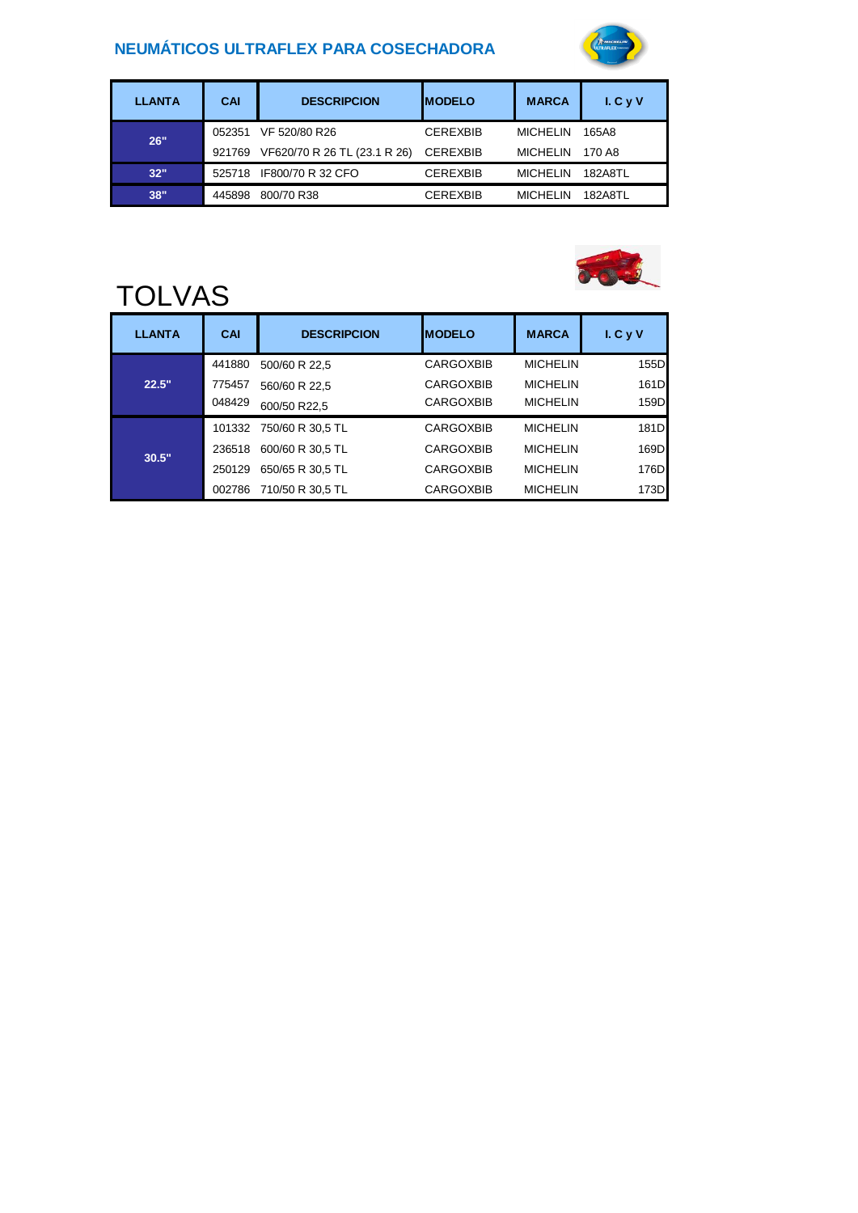## NEUMÁTICOS ULTRAFLEX PARA COSECHADORA

| LLANTA | CAI | DESCRIPCION | MODELO | MARCA | I. C y V |
|---|---|---|---|---|---|
| 26" | 052351 | VF 520/80 R26 | CEREXBIB | MICHELIN | 165A8 |
| | 921769 | VF620/70 R 26 TL (23.1 R 26) | CEREXBIB | MICHELIN | 170 A8 |
| 32" | 525718 | IF800/70 R 32 CFO | CEREXBIB | MICHELIN | 182A8TL |
| 38" | 445898 | 800/70 R38 | CEREXBIB | MICHELIN | 182A8TL |

# TOLVAS

| LLANTA | CAI | DESCRIPCION | MODELO | MARCA | I. C y V |
|---|---|---|---|---|---|
| 22.5" | 441880 | 500/60 R 22,5 | CARGOXBIB | MICHELIN | 155D |
| | 775457 | 560/60 R 22,5 | CARGOXBIB | MICHELIN | 161D |
| | 048429 | 600/50 R22,5 | CARGOXBIB | MICHELIN | 159D |
| 30.5" | 101332 | 750/60 R 30,5 TL | CARGOXBIB | MICHELIN | 181D |
| | 236518 | 600/60 R 30,5 TL | CARGOXBIB | MICHELIN | 169D |
| | 250129 | 650/65 R 30,5 TL | CARGOXBIB | MICHELIN | 176D |
| | 002786 | 710/50 R 30,5 TL | CARGOXBIB | MICHELIN | 173D |